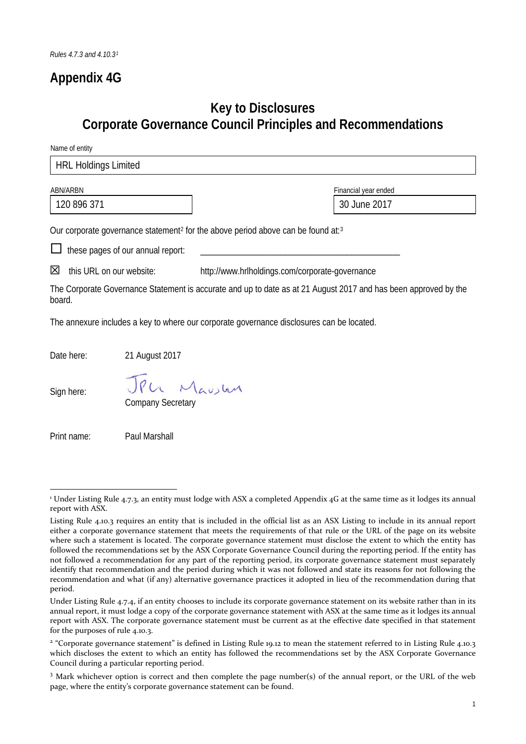*Rules 4.7.3 and 4.10.3*[1]

# Appendix 4G

## Key to Disclosures
## Corporate Governance Council Principles and Recommendations

Name of entity

HRL Holdings Limited

| ABN/ARBN | Financial year ended |
|---|---|
| 120 896 371 | 30 June 2017 |

Our corporate governance statement[2] for the above period above can be found at:[3]

☐ these pages of our annual report: ____________________________________________

☒ this URL on our website: http://www.hrlholdings.com/corporate-governance

The Corporate Governance Statement is accurate and up to date as at 21 August 2017 and has been approved by the board.

The annexure includes a key to where our corporate governance disclosures can be located.

Date here: 21 August 2017

Sign here: Company Secretary

Print name: Paul Marshall

---

[1] Under Listing Rule 4.7.3, an entity must lodge with ASX a completed Appendix 4G at the same time as it lodges its annual report with ASX.

Listing Rule 4.10.3 requires an entity that is included in the official list as an ASX Listing to include in its annual report either a corporate governance statement that meets the requirements of that rule or the URL of the page on its website where such a statement is located. The corporate governance statement must disclose the extent to which the entity has followed the recommendations set by the ASX Corporate Governance Council during the reporting period. If the entity has not followed a recommendation for any part of the reporting period, its corporate governance statement must separately identify that recommendation and the period during which it was not followed and state its reasons for not following the recommendation and what (if any) alternative governance practices it adopted in lieu of the recommendation during that period.

Under Listing Rule 4.7.4, if an entity chooses to include its corporate governance statement on its website rather than in its annual report, it must lodge a copy of the corporate governance statement with ASX at the same time as it lodges its annual report with ASX. The corporate governance statement must be current as at the effective date specified in that statement for the purposes of rule 4.10.3.

[2] "Corporate governance statement" is defined in Listing Rule 19.12 to mean the statement referred to in Listing Rule 4.10.3 which discloses the extent to which an entity has followed the recommendations set by the ASX Corporate Governance Council during a particular reporting period.

[3] Mark whichever option is correct and then complete the page number(s) of the annual report, or the URL of the web page, where the entity's corporate governance statement can be found.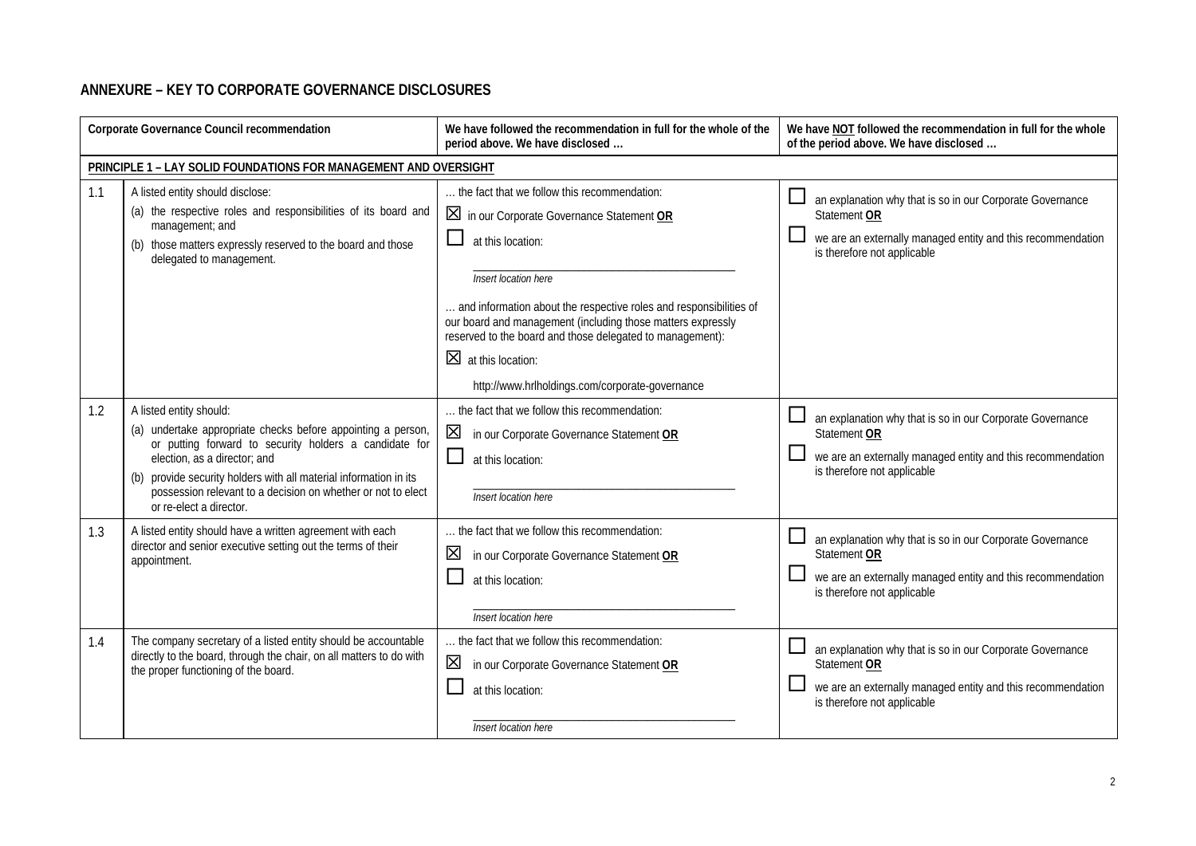## ANNEXURE – KEY TO CORPORATE GOVERNANCE DISCLOSURES

| | Corporate Governance Council recommendation | We have followed the recommendation in full for the whole of the period above. We have disclosed … | We have NOT followed the recommendation in full for the whole of the period above. We have disclosed … |
|---|---|---|---|
| **PRINCIPLE 1 – LAY SOLID FOUNDATIONS FOR MANAGEMENT AND OVERSIGHT** | | | |
| 1.1 | A listed entity should disclose:<br>(a) the respective roles and responsibilities of its board and management; and<br>(b) those matters expressly reserved to the board and those delegated to management. | … the fact that we follow this recommendation:<br>☒ in our Corporate Governance Statement **OR**<br>☐ at this location:<br>_______________<br>*Insert location here*<br>… and information about the respective roles and responsibilities of our board and management (including those matters expressly reserved to the board and those delegated to management):<br>☒ at this location:<br>http://www.hrlholdings.com/corporate-governance | ☐ an explanation why that is so in our Corporate Governance Statement **OR**<br>☐ we are an externally managed entity and this recommendation is therefore not applicable |
| 1.2 | A listed entity should:<br>(a) undertake appropriate checks before appointing a person, or putting forward to security holders a candidate for election, as a director; and<br>(b) provide security holders with all material information in its possession relevant to a decision on whether or not to elect or re-elect a director. | … the fact that we follow this recommendation:<br>☒ in our Corporate Governance Statement **OR**<br>☐ at this location:<br>_______________<br>*Insert location here* | ☐ an explanation why that is so in our Corporate Governance Statement **OR**<br>☐ we are an externally managed entity and this recommendation is therefore not applicable |
| 1.3 | A listed entity should have a written agreement with each director and senior executive setting out the terms of their appointment. | … the fact that we follow this recommendation:<br>☒ in our Corporate Governance Statement **OR**<br>☐ at this location:<br>_______________<br>*Insert location here* | ☐ an explanation why that is so in our Corporate Governance Statement **OR**<br>☐ we are an externally managed entity and this recommendation is therefore not applicable |
| 1.4 | The company secretary of a listed entity should be accountable directly to the board, through the chair, on all matters to do with the proper functioning of the board. | … the fact that we follow this recommendation:<br>☒ in our Corporate Governance Statement **OR**<br>☐ at this location:<br>_______________<br>*Insert location here* | ☐ an explanation why that is so in our Corporate Governance Statement **OR**<br>☐ we are an externally managed entity and this recommendation is therefore not applicable |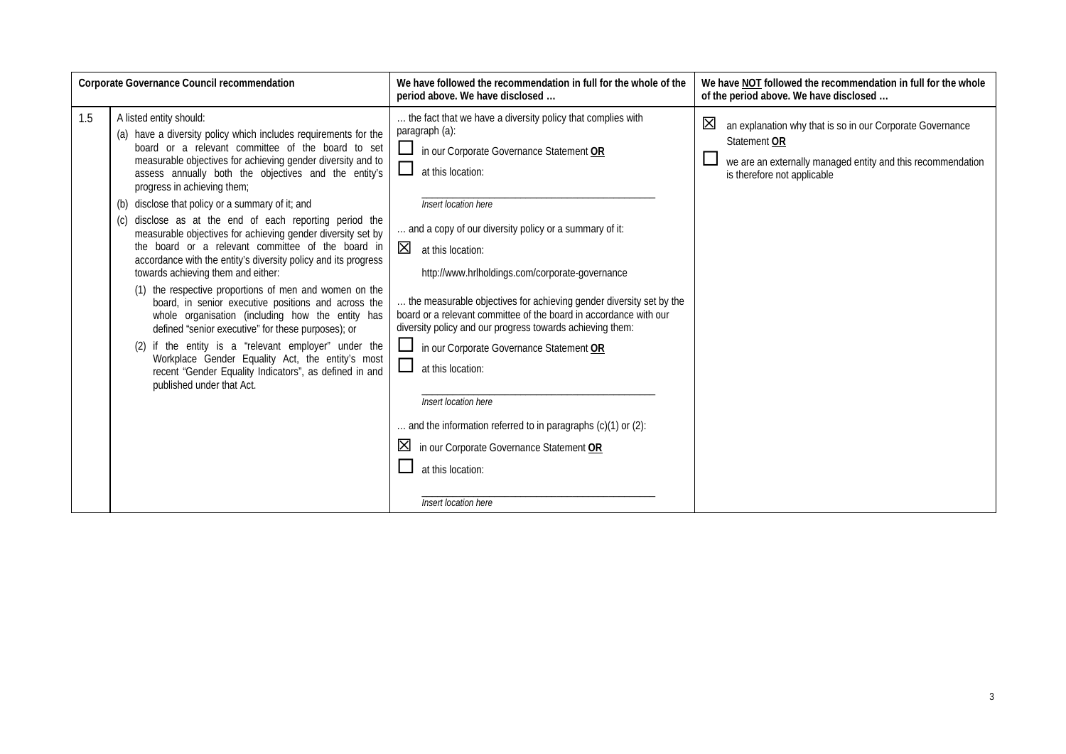| Corporate Governance Council recommendation | | We have followed the recommendation in full for the whole of the period above. We have disclosed … | We have NOT followed the recommendation in full for the whole of the period above. We have disclosed … |
|---|---|---|---|
| 1.5 | A listed entity should:<br>(a) have a diversity policy which includes requirements for the board or a relevant committee of the board to set measurable objectives for achieving gender diversity and to assess annually both the objectives and the entity's progress in achieving them;<br>(b) disclose that policy or a summary of it; and<br>(c) disclose as at the end of each reporting period the measurable objectives for achieving gender diversity set by the board or a relevant committee of the board in accordance with the entity's diversity policy and its progress towards achieving them and either:<br>(1) the respective proportions of men and women on the board, in senior executive positions and across the whole organisation (including how the entity has defined "senior executive" for these purposes); or<br>(2) if the entity is a "relevant employer" under the Workplace Gender Equality Act, the entity's most recent "Gender Equality Indicators", as defined in and published under that Act. | … the fact that we have a diversity policy that complies with paragraph (a):<br>☐ in our Corporate Governance Statement **OR**<br>☐ at this location:<br>_______________________<br>*Insert location here*<br>… and a copy of our diversity policy or a summary of it:<br>☒ at this location:<br>http://www.hrlholdings.com/corporate-governance<br>… the measurable objectives for achieving gender diversity set by the board or a relevant committee of the board in accordance with our diversity policy and our progress towards achieving them:<br>☐ in our Corporate Governance Statement **OR**<br>☐ at this location:<br>_______________________<br>*Insert location here*<br>… and the information referred to in paragraphs (c)(1) or (2):<br>☒ in our Corporate Governance Statement **OR**<br>☐ at this location:<br>_______________________<br>*Insert location here* | ☒ an explanation why that is so in our Corporate Governance Statement **OR**<br>☐ we are an externally managed entity and this recommendation is therefore not applicable |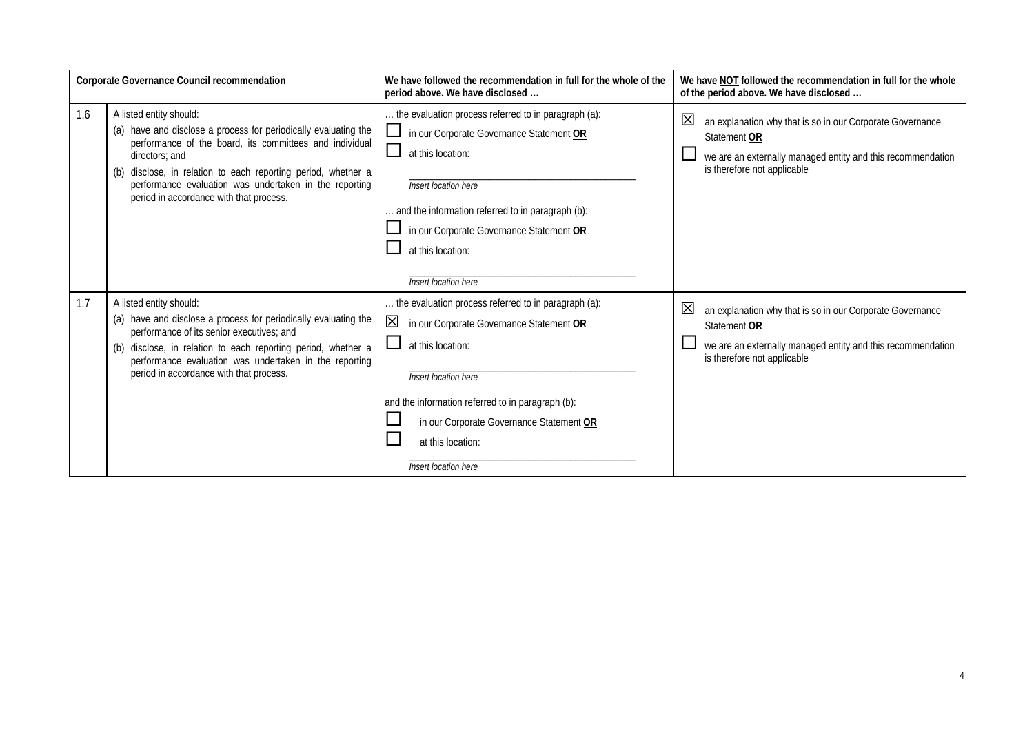| Corporate Governance Council recommendation | | We have followed the recommendation in full for the whole of the period above. We have disclosed … | We have NOT followed the recommendation in full for the whole of the period above. We have disclosed … |
|---|---|---|---|
| 1.6 | A listed entity should:<br>(a) have and disclose a process for periodically evaluating the performance of the board, its committees and individual directors; and<br>(b) disclose, in relation to each reporting period, whether a performance evaluation was undertaken in the reporting period in accordance with that process. | … the evaluation process referred to in paragraph (a):<br>☐ in our Corporate Governance Statement **OR**<br>☐ at this location:<br>\_\_\_\_\_\_\_\_\_\_\_\_\_\_\_\_\_\_\_\_<br>*Insert location here*<br>… and the information referred to in paragraph (b):<br>☐ in our Corporate Governance Statement **OR**<br>☐ at this location:<br>\_\_\_\_\_\_\_\_\_\_\_\_\_\_\_\_\_\_\_\_<br>*Insert location here* | ☒ an explanation why that is so in our Corporate Governance Statement **OR**<br>☐ we are an externally managed entity and this recommendation is therefore not applicable |
| 1.7 | A listed entity should:<br>(a) have and disclose a process for periodically evaluating the performance of its senior executives; and<br>(b) disclose, in relation to each reporting period, whether a performance evaluation was undertaken in the reporting period in accordance with that process. | … the evaluation process referred to in paragraph (a):<br>☒ in our Corporate Governance Statement **OR**<br>☐ at this location:<br>\_\_\_\_\_\_\_\_\_\_\_\_\_\_\_\_\_\_\_\_<br>*Insert location here*<br>and the information referred to in paragraph (b):<br>☐ in our Corporate Governance Statement **OR**<br>☐ at this location:<br>\_\_\_\_\_\_\_\_\_\_\_\_\_\_\_\_\_\_\_\_<br>*Insert location here* | ☒ an explanation why that is so in our Corporate Governance Statement **OR**<br>☐ we are an externally managed entity and this recommendation is therefore not applicable |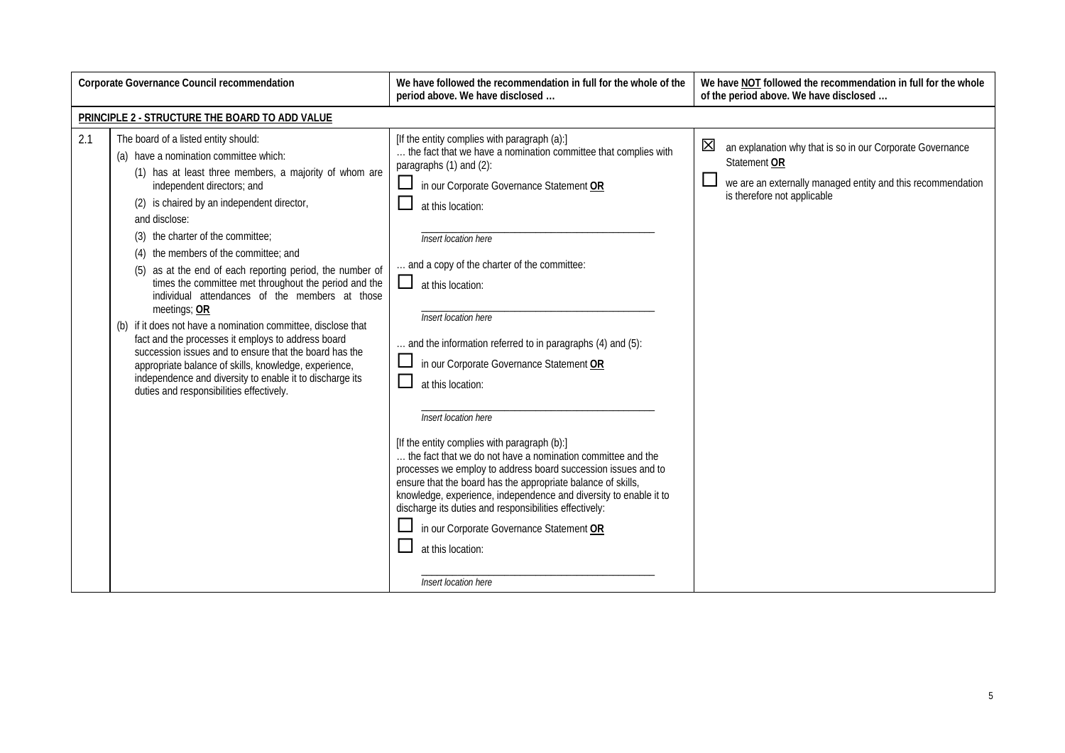| | Corporate Governance Council recommendation | We have followed the recommendation in full for the whole of the period above. We have disclosed … | We have NOT followed the recommendation in full for the whole of the period above. We have disclosed … |
|---|---|---|---|
| **PRINCIPLE 2 - STRUCTURE THE BOARD TO ADD VALUE** | | | |
| 2.1 | The board of a listed entity should:<br>(a) have a nomination committee which:<br>(1) has at least three members, a majority of whom are independent directors; and<br>(2) is chaired by an independent director,<br>and disclose:<br>(3) the charter of the committee;<br>(4) the members of the committee; and<br>(5) as at the end of each reporting period, the number of times the committee met throughout the period and the individual attendances of the members at those meetings; **OR**<br>(b) if it does not have a nomination committee, disclose that fact and the processes it employs to address board succession issues and to ensure that the board has the appropriate balance of skills, knowledge, experience, independence and diversity to enable it to discharge its duties and responsibilities effectively. | [If the entity complies with paragraph (a):]<br>… the fact that we have a nomination committee that complies with paragraphs (1) and (2):<br>☐ in our Corporate Governance Statement **OR**<br>☐ at this location:<br>\_\_\_\_\_\_\_\_\_\_\_\_\_\_\_\_\_\_\_\_<br>*Insert location here*<br>… and a copy of the charter of the committee:<br>☐ at this location:<br>\_\_\_\_\_\_\_\_\_\_\_\_\_\_\_\_\_\_\_\_<br>*Insert location here*<br>… and the information referred to in paragraphs (4) and (5):<br>☐ in our Corporate Governance Statement **OR**<br>☐ at this location:<br>\_\_\_\_\_\_\_\_\_\_\_\_\_\_\_\_\_\_\_\_<br>*Insert location here*<br>[If the entity complies with paragraph (b):]<br>… the fact that we do not have a nomination committee and the processes we employ to address board succession issues and to ensure that the board has the appropriate balance of skills, knowledge, experience, independence and diversity to enable it to discharge its duties and responsibilities effectively:<br>☐ in our Corporate Governance Statement **OR**<br>☐ at this location:<br>\_\_\_\_\_\_\_\_\_\_\_\_\_\_\_\_\_\_\_\_<br>*Insert location here* | ☒ an explanation why that is so in our Corporate Governance Statement **OR**<br>☐ we are an externally managed entity and this recommendation is therefore not applicable |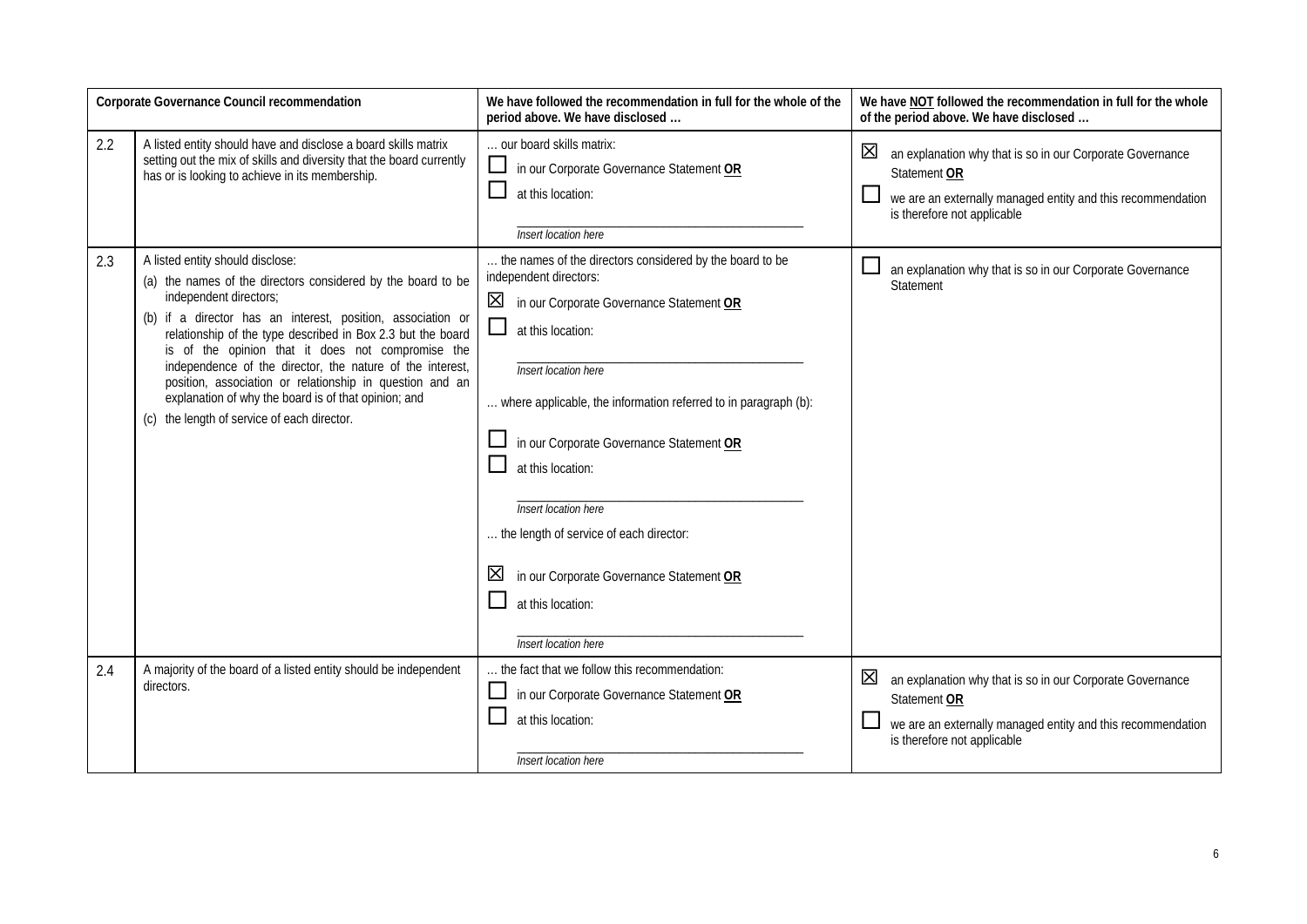| Corporate Governance Council recommendation | | We have followed the recommendation in full for the whole of the period above. We have disclosed … | We have NOT followed the recommendation in full for the whole of the period above. We have disclosed … |
|---|---|---|---|
| 2.2 | A listed entity should have and disclose a board skills matrix setting out the mix of skills and diversity that the board currently has or is looking to achieve in its membership. | … our board skills matrix:<br>☐ in our Corporate Governance Statement **OR**<br>☐ at this location:<br>\_\_\_\_\_\_\_\_\_\_\_\_\_\_\_\_\_\_\_\_<br>*Insert location here* | ☒ an explanation why that is so in our Corporate Governance Statement **OR**<br>☐ we are an externally managed entity and this recommendation is therefore not applicable |
| 2.3 | A listed entity should disclose:<br>(a) the names of the directors considered by the board to be independent directors;<br>(b) if a director has an interest, position, association or relationship of the type described in Box 2.3 but the board is of the opinion that it does not compromise the independence of the director, the nature of the interest, position, association or relationship in question and an explanation of why the board is of that opinion; and<br>(c) the length of service of each director. | … the names of the directors considered by the board to be independent directors:<br>☒ in our Corporate Governance Statement **OR**<br>☐ at this location:<br>\_\_\_\_\_\_\_\_\_\_\_\_\_\_\_\_\_\_\_\_<br>*Insert location here*<br>… where applicable, the information referred to in paragraph (b):<br>☐ in our Corporate Governance Statement **OR**<br>☐ at this location:<br>\_\_\_\_\_\_\_\_\_\_\_\_\_\_\_\_\_\_\_\_<br>*Insert location here*<br>… the length of service of each director:<br>☒ in our Corporate Governance Statement **OR**<br>☐ at this location:<br>\_\_\_\_\_\_\_\_\_\_\_\_\_\_\_\_\_\_\_\_<br>*Insert location here* | ☐ an explanation why that is so in our Corporate Governance Statement |
| 2.4 | A majority of the board of a listed entity should be independent directors. | … the fact that we follow this recommendation:<br>☐ in our Corporate Governance Statement **OR**<br>☐ at this location:<br>\_\_\_\_\_\_\_\_\_\_\_\_\_\_\_\_\_\_\_\_<br>*Insert location here* | ☒ an explanation why that is so in our Corporate Governance Statement **OR**<br>☐ we are an externally managed entity and this recommendation is therefore not applicable |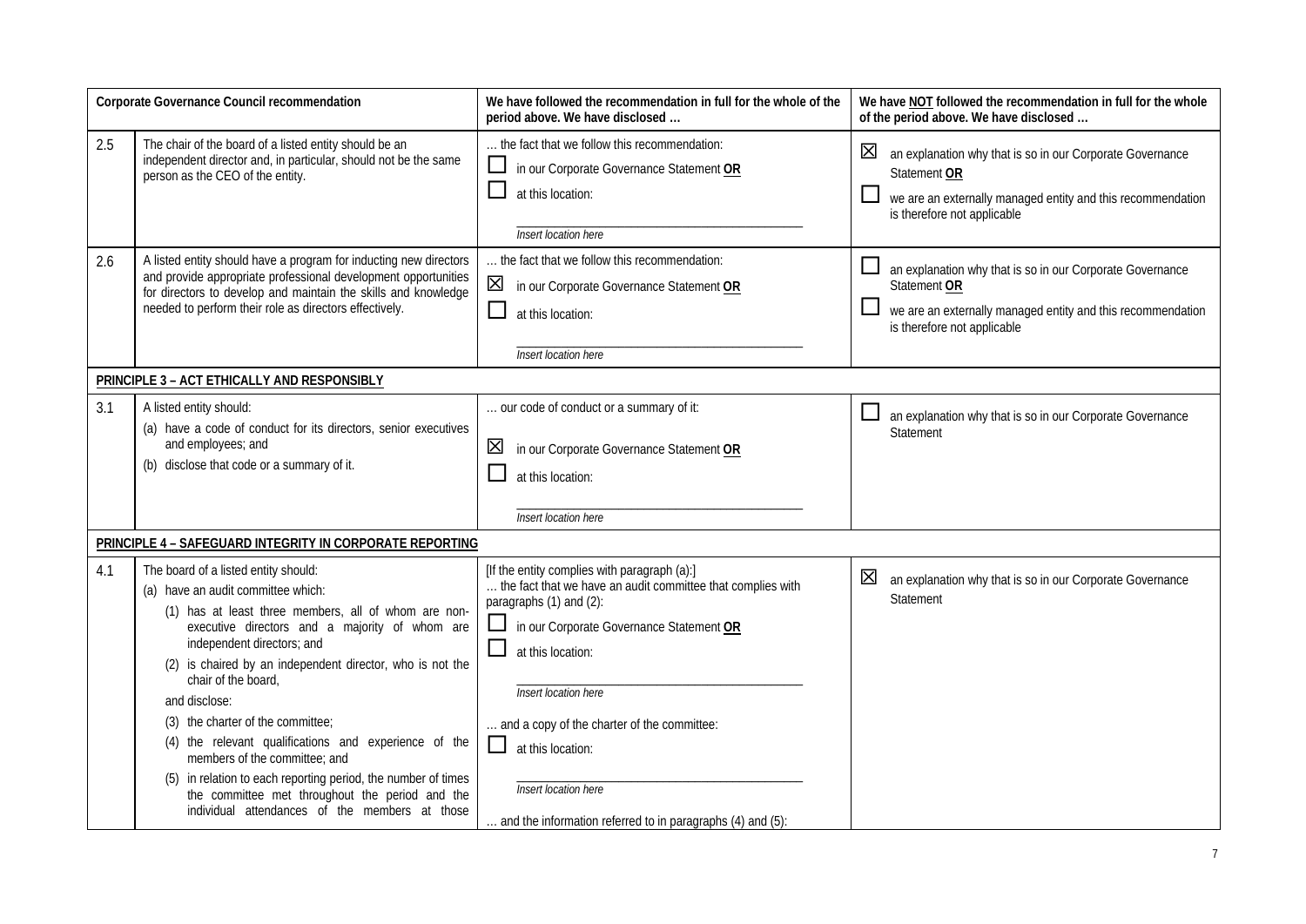| | Corporate Governance Council recommendation | We have followed the recommendation in full for the whole of the period above. We have disclosed … | We have NOT followed the recommendation in full for the whole of the period above. We have disclosed … |
|---|---|---|---|
| 2.5 | The chair of the board of a listed entity should be an independent director and, in particular, should not be the same person as the CEO of the entity. | … the fact that we follow this recommendation:<br>☐ in our Corporate Governance Statement **OR**<br>☐ at this location:<br>\_\_\_\_\_\_\_\_\_\_\_\_\_\_\_\_\_\_\_\_<br>*Insert location here* | ☒ an explanation why that is so in our Corporate Governance Statement **OR**<br>☐ we are an externally managed entity and this recommendation is therefore not applicable |
| 2.6 | A listed entity should have a program for inducting new directors and provide appropriate professional development opportunities for directors to develop and maintain the skills and knowledge needed to perform their role as directors effectively. | … the fact that we follow this recommendation:<br>☒ in our Corporate Governance Statement **OR**<br>☐ at this location:<br>\_\_\_\_\_\_\_\_\_\_\_\_\_\_\_\_\_\_\_\_<br>*Insert location here* | ☐ an explanation why that is so in our Corporate Governance Statement **OR**<br>☐ we are an externally managed entity and this recommendation is therefore not applicable |
| **PRINCIPLE 3 – ACT ETHICALLY AND RESPONSIBLY** | | | |
| 3.1 | A listed entity should:<br>(a) have a code of conduct for its directors, senior executives and employees; and<br>(b) disclose that code or a summary of it. | … our code of conduct or a summary of it:<br>☒ in our Corporate Governance Statement **OR**<br>☐ at this location:<br>\_\_\_\_\_\_\_\_\_\_\_\_\_\_\_\_\_\_\_\_<br>*Insert location here* | ☐ an explanation why that is so in our Corporate Governance Statement |
| **PRINCIPLE 4 – SAFEGUARD INTEGRITY IN CORPORATE REPORTING** | | | |
| 4.1 | The board of a listed entity should:<br>(a) have an audit committee which:<br>(1) has at least three members, all of whom are non-executive directors and a majority of whom are independent directors; and<br>(2) is chaired by an independent director, who is not the chair of the board,<br>and disclose:<br>(3) the charter of the committee;<br>(4) the relevant qualifications and experience of the members of the committee; and<br>(5) in relation to each reporting period, the number of times the committee met throughout the period and the individual attendances of the members at those | [If the entity complies with paragraph (a):]<br>… the fact that we have an audit committee that complies with paragraphs (1) and (2):<br>☐ in our Corporate Governance Statement **OR**<br>☐ at this location:<br>\_\_\_\_\_\_\_\_\_\_\_\_\_\_\_\_\_\_\_\_<br>*Insert location here*<br>… and a copy of the charter of the committee:<br>☐ at this location:<br>\_\_\_\_\_\_\_\_\_\_\_\_\_\_\_\_\_\_\_\_<br>*Insert location here*<br>… and the information referred to in paragraphs (4) and (5): | ☒ an explanation why that is so in our Corporate Governance Statement |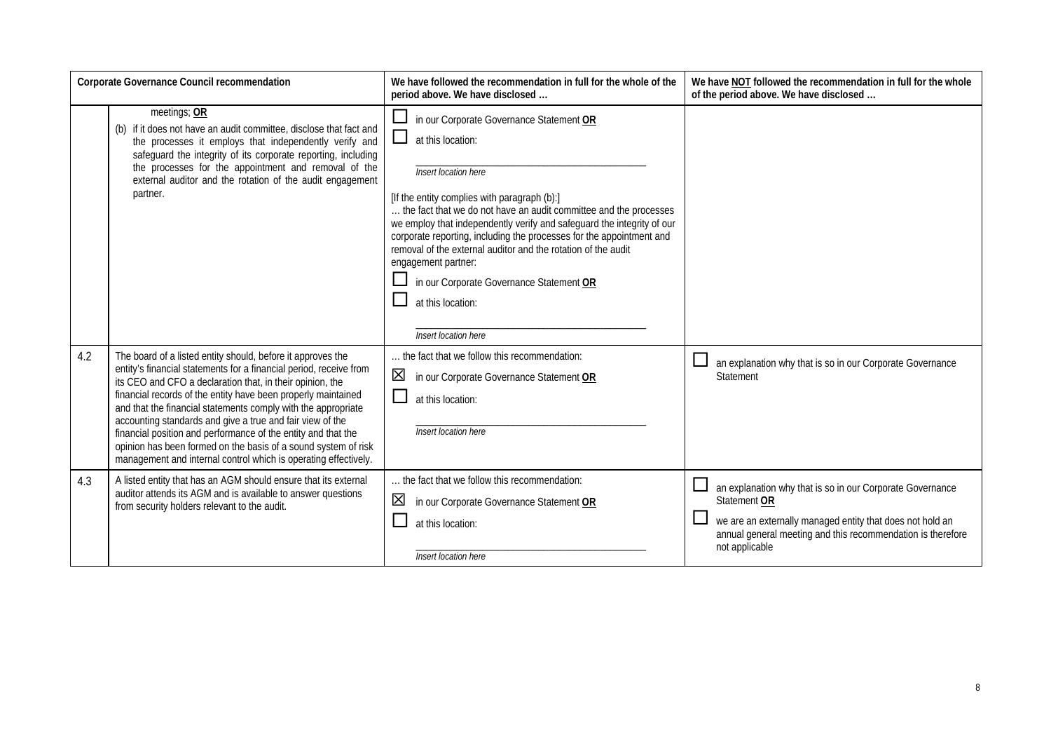| Corporate Governance Council recommendation | | We have followed the recommendation in full for the whole of the period above. We have disclosed … | We have NOT followed the recommendation in full for the whole of the period above. We have disclosed … |
|---|---|---|---|
| | meetings; **OR**<br>(b) if it does not have an audit committee, disclose that fact and the processes it employs that independently verify and safeguard the integrity of its corporate reporting, including the processes for the appointment and removal of the external auditor and the rotation of the audit engagement partner. | ☐ in our Corporate Governance Statement **OR**<br>☐ at this location:<br>\_\_\_\_\_\_\_\_\_\_\_\_\_\_\_\_\_\_\_\_\_\_\_\_<br>*Insert location here*<br>[If the entity complies with paragraph (b):]<br>… the fact that we do not have an audit committee and the processes we employ that independently verify and safeguard the integrity of our corporate reporting, including the processes for the appointment and removal of the external auditor and the rotation of the audit engagement partner:<br>☐ in our Corporate Governance Statement **OR**<br>☐ at this location:<br>\_\_\_\_\_\_\_\_\_\_\_\_\_\_\_\_\_\_\_\_\_\_\_\_<br>*Insert location here* | |
| 4.2 | The board of a listed entity should, before it approves the entity's financial statements for a financial period, receive from its CEO and CFO a declaration that, in their opinion, the financial records of the entity have been properly maintained and that the financial statements comply with the appropriate accounting standards and give a true and fair view of the financial position and performance of the entity and that the opinion has been formed on the basis of a sound system of risk management and internal control which is operating effectively. | … the fact that we follow this recommendation:<br>☒ in our Corporate Governance Statement **OR**<br>☐ at this location:<br>\_\_\_\_\_\_\_\_\_\_\_\_\_\_\_\_\_\_\_\_\_\_\_\_<br>*Insert location here* | ☐ an explanation why that is so in our Corporate Governance Statement |
| 4.3 | A listed entity that has an AGM should ensure that its external auditor attends its AGM and is available to answer questions from security holders relevant to the audit. | … the fact that we follow this recommendation:<br>☒ in our Corporate Governance Statement **OR**<br>☐ at this location:<br>\_\_\_\_\_\_\_\_\_\_\_\_\_\_\_\_\_\_\_\_\_\_\_\_<br>*Insert location here* | ☐ an explanation why that is so in our Corporate Governance Statement **OR**<br>☐ we are an externally managed entity that does not hold an annual general meeting and this recommendation is therefore not applicable |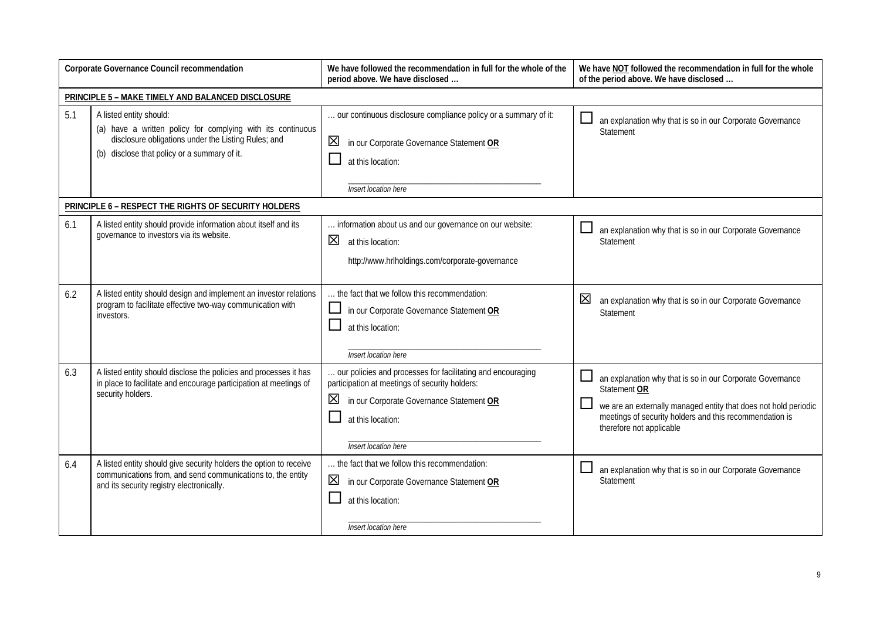| Corporate Governance Council recommendation | | We have followed the recommendation in full for the whole of the period above. We have disclosed … | We have NOT followed the recommendation in full for the whole of the period above. We have disclosed … |
|---|---|---|---|
| **PRINCIPLE 5 – MAKE TIMELY AND BALANCED DISCLOSURE** | | | |
| 5.1 | A listed entity should:<br>(a) have a written policy for complying with its continuous disclosure obligations under the Listing Rules; and<br>(b) disclose that policy or a summary of it. | … our continuous disclosure compliance policy or a summary of it:<br>☒ in our Corporate Governance Statement **OR**<br>☐ at this location:<br>\_\_\_\_\_\_\_\_\_\_\_\_\_\_\_\_\_\_\_\_\_\_\_\_<br>*Insert location here* | ☐ an explanation why that is so in our Corporate Governance Statement |
| **PRINCIPLE 6 – RESPECT THE RIGHTS OF SECURITY HOLDERS** | | | |
| 6.1 | A listed entity should provide information about itself and its governance to investors via its website. | … information about us and our governance on our website:<br>☒ at this location:<br>http://www.hrlholdings.com/corporate-governance | ☐ an explanation why that is so in our Corporate Governance Statement |
| 6.2 | A listed entity should design and implement an investor relations program to facilitate effective two-way communication with investors. | … the fact that we follow this recommendation:<br>☐ in our Corporate Governance Statement **OR**<br>☐ at this location:<br>\_\_\_\_\_\_\_\_\_\_\_\_\_\_\_\_\_\_\_\_\_\_\_\_<br>*Insert location here* | ☒ an explanation why that is so in our Corporate Governance Statement |
| 6.3 | A listed entity should disclose the policies and processes it has in place to facilitate and encourage participation at meetings of security holders. | … our policies and processes for facilitating and encouraging participation at meetings of security holders:<br>☒ in our Corporate Governance Statement **OR**<br>☐ at this location:<br>\_\_\_\_\_\_\_\_\_\_\_\_\_\_\_\_\_\_\_\_\_\_\_\_<br>*Insert location here* | ☐ an explanation why that is so in our Corporate Governance Statement **OR**<br>☐ we are an externally managed entity that does not hold periodic meetings of security holders and this recommendation is therefore not applicable |
| 6.4 | A listed entity should give security holders the option to receive communications from, and send communications to, the entity and its security registry electronically. | … the fact that we follow this recommendation:<br>☒ in our Corporate Governance Statement **OR**<br>☐ at this location:<br>\_\_\_\_\_\_\_\_\_\_\_\_\_\_\_\_\_\_\_\_\_\_\_\_<br>*Insert location here* | ☐ an explanation why that is so in our Corporate Governance Statement |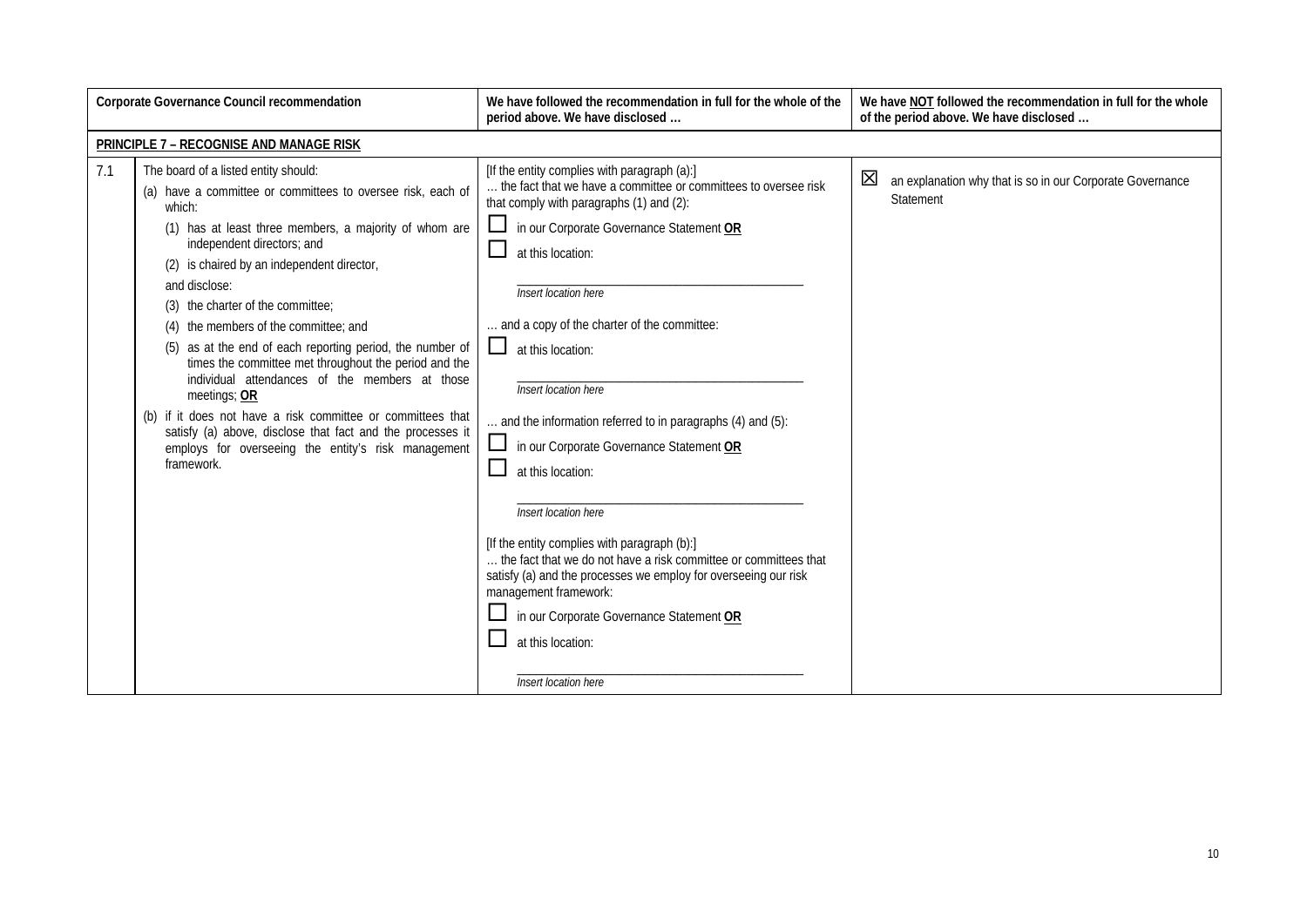| | Corporate Governance Council recommendation | We have followed the recommendation in full for the whole of the period above. We have disclosed … | We have NOT followed the recommendation in full for the whole of the period above. We have disclosed … |
|---|---|---|---|
| **PRINCIPLE 7 – RECOGNISE AND MANAGE RISK** | | | |
| 7.1 | The board of a listed entity should:<br>(a) have a committee or committees to oversee risk, each of which:<br>(1) has at least three members, a majority of whom are independent directors; and<br>(2) is chaired by an independent director,<br>and disclose:<br>(3) the charter of the committee;<br>(4) the members of the committee; and<br>(5) as at the end of each reporting period, the number of times the committee met throughout the period and the individual attendances of the members at those meetings; **OR**<br>(b) if it does not have a risk committee or committees that satisfy (a) above, disclose that fact and the processes it employs for overseeing the entity's risk management framework. | [If the entity complies with paragraph (a):]<br>… the fact that we have a committee or committees to oversee risk that comply with paragraphs (1) and (2):<br>☐ in our Corporate Governance Statement **OR**<br>☐ at this location:<br>_____________<br>*Insert location here*<br>… and a copy of the charter of the committee:<br>☐ at this location:<br>_____________<br>*Insert location here*<br>… and the information referred to in paragraphs (4) and (5):<br>☐ in our Corporate Governance Statement **OR**<br>☐ at this location:<br>_____________<br>*Insert location here*<br>[If the entity complies with paragraph (b):]<br>… the fact that we do not have a risk committee or committees that satisfy (a) and the processes we employ for overseeing our risk management framework:<br>☐ in our Corporate Governance Statement **OR**<br>☐ at this location:<br>_____________<br>*Insert location here* | ☒ an explanation why that is so in our Corporate Governance Statement |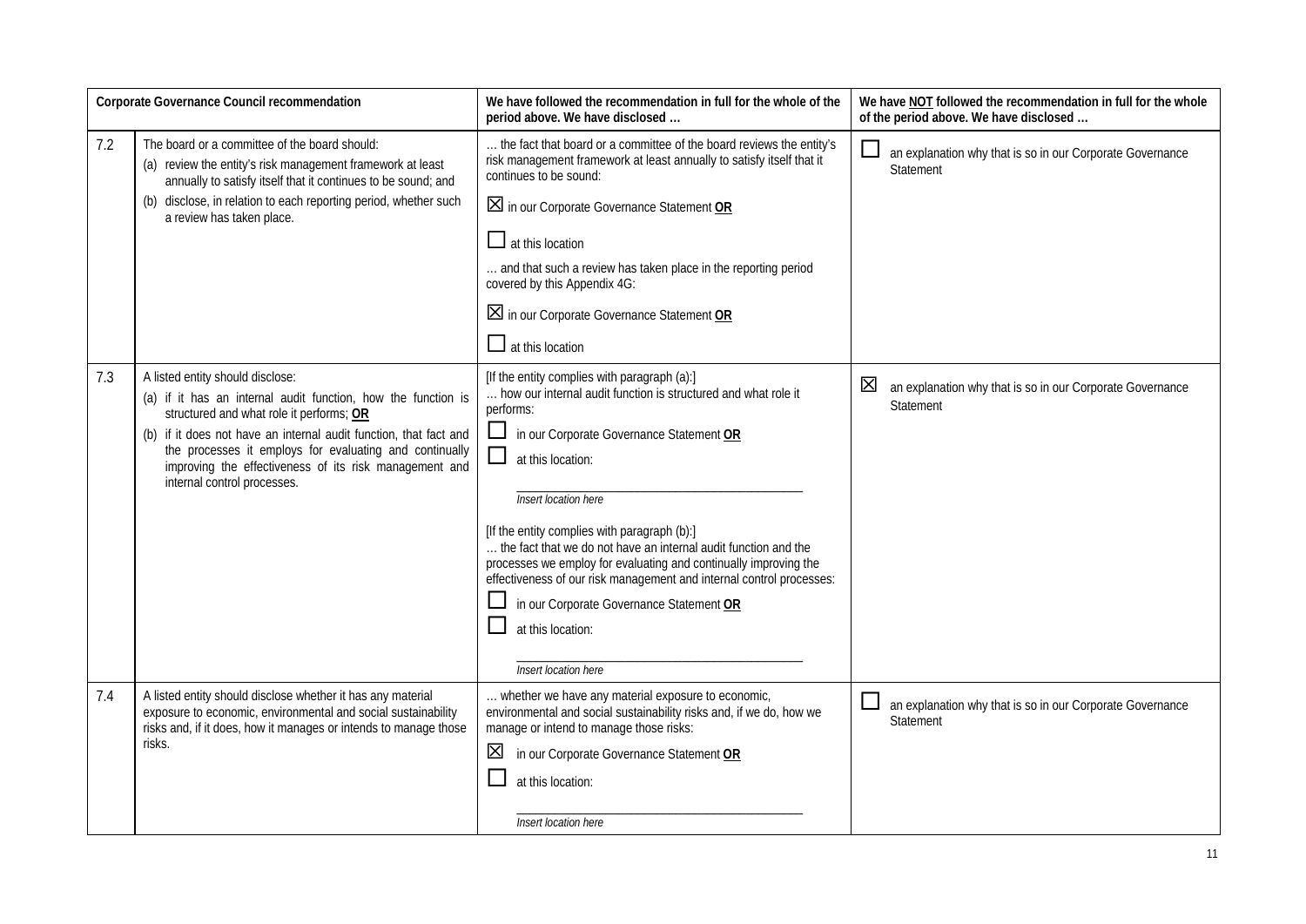| | Corporate Governance Council recommendation | We have followed the recommendation in full for the whole of the period above. We have disclosed … | We have NOT followed the recommendation in full for the whole of the period above. We have disclosed … |
|---|---|---|---|
| 7.2 | The board or a committee of the board should:<br>(a) review the entity's risk management framework at least annually to satisfy itself that it continues to be sound; and<br>(b) disclose, in relation to each reporting period, whether such a review has taken place. | … the fact that board or a committee of the board reviews the entity's risk management framework at least annually to satisfy itself that it continues to be sound:<br>☒ in our Corporate Governance Statement **OR**<br>☐ at this location<br>… and that such a review has taken place in the reporting period covered by this Appendix 4G:<br>☒ in our Corporate Governance Statement **OR**<br>☐ at this location | ☐ an explanation why that is so in our Corporate Governance Statement |
| 7.3 | A listed entity should disclose:<br>(a) if it has an internal audit function, how the function is structured and what role it performs; **OR**<br>(b) if it does not have an internal audit function, that fact and the processes it employs for evaluating and continually improving the effectiveness of its risk management and internal control processes. | [If the entity complies with paragraph (a):]<br>… how our internal audit function is structured and what role it performs:<br>☐ in our Corporate Governance Statement **OR**<br>☐ at this location:<br>_______________<br>*Insert location here*<br>[If the entity complies with paragraph (b):]<br>… the fact that we do not have an internal audit function and the processes we employ for evaluating and continually improving the effectiveness of our risk management and internal control processes:<br>☐ in our Corporate Governance Statement **OR**<br>☐ at this location:<br>_______________<br>*Insert location here* | ☒ an explanation why that is so in our Corporate Governance Statement |
| 7.4 | A listed entity should disclose whether it has any material exposure to economic, environmental and social sustainability risks and, if it does, how it manages or intends to manage those risks. | … whether we have any material exposure to economic, environmental and social sustainability risks and, if we do, how we manage or intend to manage those risks:<br>☒ in our Corporate Governance Statement **OR**<br>☐ at this location:<br>_______________<br>*Insert location here* | ☐ an explanation why that is so in our Corporate Governance Statement |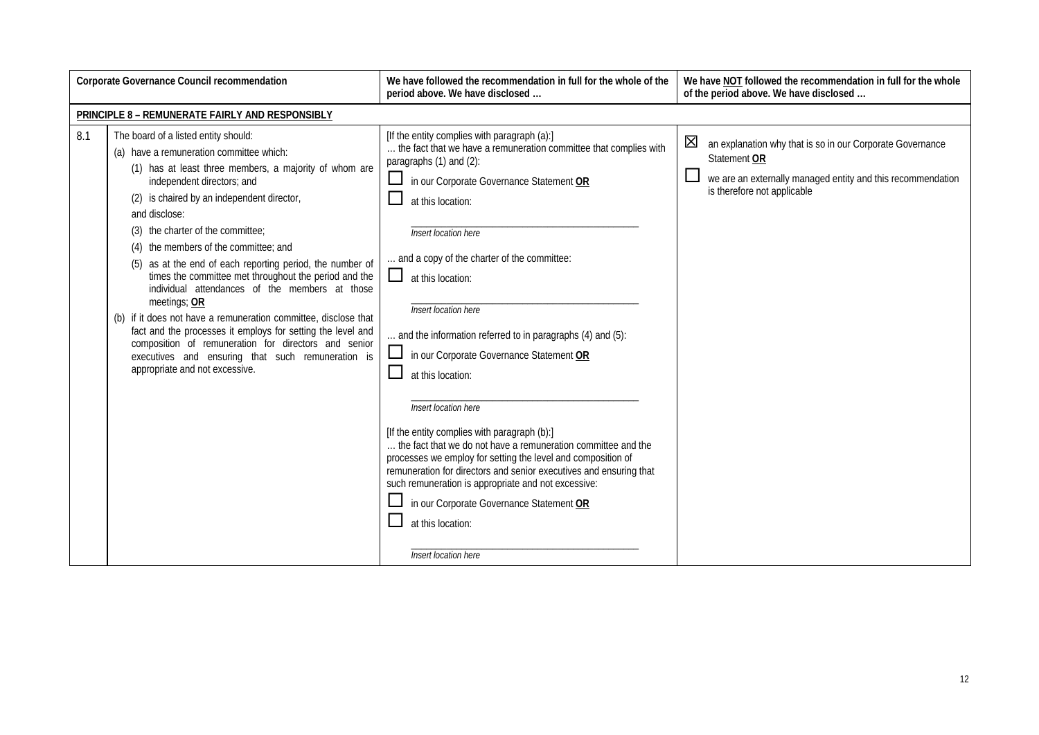| | Corporate Governance Council recommendation | We have followed the recommendation in full for the whole of the period above. We have disclosed … | We have NOT followed the recommendation in full for the whole of the period above. We have disclosed … |
|---|---|---|---|
| **PRINCIPLE 8 – REMUNERATE FAIRLY AND RESPONSIBLY** | | | |
| 8.1 | The board of a listed entity should:<br>(a) have a remuneration committee which:<br>(1) has at least three members, a majority of whom are independent directors; and<br>(2) is chaired by an independent director,<br>and disclose:<br>(3) the charter of the committee;<br>(4) the members of the committee; and<br>(5) as at the end of each reporting period, the number of times the committee met throughout the period and the individual attendances of the members at those meetings; **OR**<br>(b) if it does not have a remuneration committee, disclose that fact and the processes it employs for setting the level and composition of remuneration for directors and senior executives and ensuring that such remuneration is appropriate and not excessive. | [If the entity complies with paragraph (a):]<br>… the fact that we have a remuneration committee that complies with paragraphs (1) and (2):<br>☐ in our Corporate Governance Statement **OR**<br>☐ at this location:<br>\_\_\_\_\_\_\_\_\_\_\_\_\_\_\_\_\_\_\_\_<br>*Insert location here*<br>… and a copy of the charter of the committee:<br>☐ at this location:<br>\_\_\_\_\_\_\_\_\_\_\_\_\_\_\_\_\_\_\_\_<br>*Insert location here*<br>… and the information referred to in paragraphs (4) and (5):<br>☐ in our Corporate Governance Statement **OR**<br>☐ at this location:<br>\_\_\_\_\_\_\_\_\_\_\_\_\_\_\_\_\_\_\_\_<br>*Insert location here*<br>[If the entity complies with paragraph (b):]<br>… the fact that we do not have a remuneration committee and the processes we employ for setting the level and composition of remuneration for directors and senior executives and ensuring that such remuneration is appropriate and not excessive:<br>☐ in our Corporate Governance Statement **OR**<br>☐ at this location:<br>\_\_\_\_\_\_\_\_\_\_\_\_\_\_\_\_\_\_\_\_<br>*Insert location here* | ☒ an explanation why that is so in our Corporate Governance Statement **OR**<br>☐ we are an externally managed entity and this recommendation is therefore not applicable |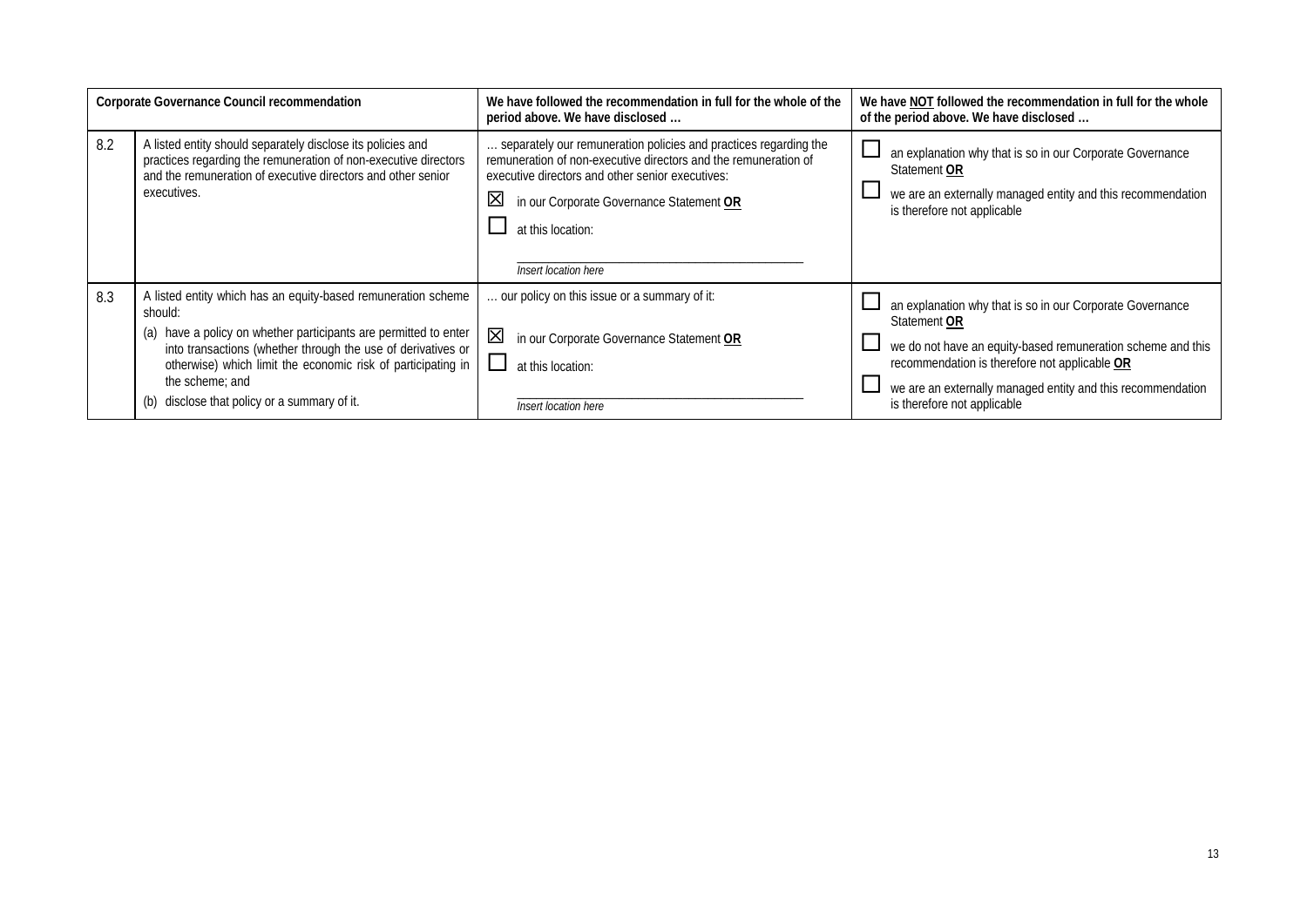| Corporate Governance Council recommendation | | We have followed the recommendation in full for the whole of the period above. We have disclosed … | We have <u>NOT</u> followed the recommendation in full for the whole of the period above. We have disclosed … |
|---|---|---|---|
| 8.2 | A listed entity should separately disclose its policies and practices regarding the remuneration of non-executive directors and the remuneration of executive directors and other senior executives. | … separately our remuneration policies and practices regarding the remuneration of non-executive directors and the remuneration of executive directors and other senior executives:<br>☒ in our Corporate Governance Statement **<u>OR</u>**<br>☐ at this location:<br>\_\_\_\_\_\_\_\_\_\_\_\_\_\_\_\_\_\_\_\_\_\_\_\_\_\_\_\_\_\_\_\_\_\_\_\_<br>*Insert location here* | ☐ an explanation why that is so in our Corporate Governance Statement **<u>OR</u>**<br>☐ we are an externally managed entity and this recommendation is therefore not applicable |
| 8.3 | A listed entity which has an equity-based remuneration scheme should:<br>(a) have a policy on whether participants are permitted to enter into transactions (whether through the use of derivatives or otherwise) which limit the economic risk of participating in the scheme; and<br>(b) disclose that policy or a summary of it. | … our policy on this issue or a summary of it:<br>☒ in our Corporate Governance Statement **<u>OR</u>**<br>☐ at this location:<br>\_\_\_\_\_\_\_\_\_\_\_\_\_\_\_\_\_\_\_\_\_\_\_\_\_\_\_\_\_\_\_\_\_\_\_\_<br>*Insert location here* | ☐ an explanation why that is so in our Corporate Governance Statement **<u>OR</u>**<br>☐ we do not have an equity-based remuneration scheme and this recommendation is therefore not applicable **<u>OR</u>**<br>☐ we are an externally managed entity and this recommendation is therefore not applicable |